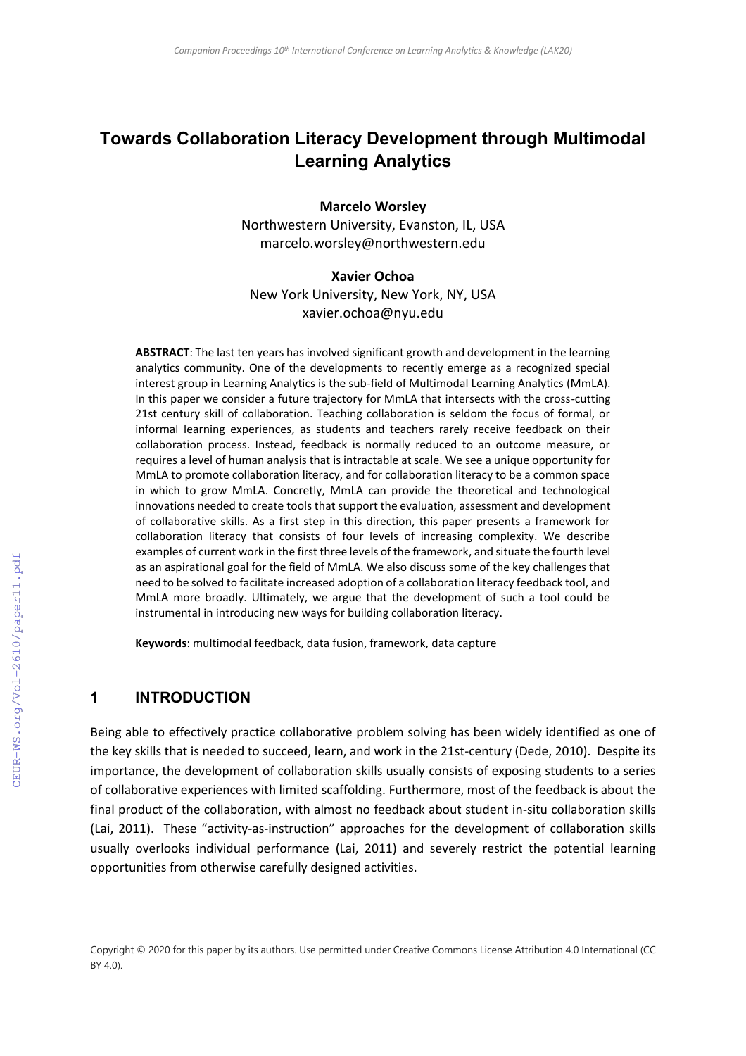# Towards Collaboration Literacy Development through Multimodal Learning Analytics

**Marcelo Worsley**
Northwestern University, Evanston, IL, USA
marcelo.worsley@northwestern.edu

**Xavier Ochoa**
New York University, New York, NY, USA
xavier.ochoa@nyu.edu

**ABSTRACT**: The last ten years has involved significant growth and development in the learning analytics community. One of the developments to recently emerge as a recognized special interest group in Learning Analytics is the sub-field of Multimodal Learning Analytics (MmLA). In this paper we consider a future trajectory for MmLA that intersects with the cross-cutting 21st century skill of collaboration. Teaching collaboration is seldom the focus of formal, or informal learning experiences, as students and teachers rarely receive feedback on their collaboration process. Instead, feedback is normally reduced to an outcome measure, or requires a level of human analysis that is intractable at scale. We see a unique opportunity for MmLA to promote collaboration literacy, and for collaboration literacy to be a common space in which to grow MmLA. Concretely, MmLA can provide the theoretical and technological innovations needed to create tools that support the evaluation, assessment and development of collaborative skills. As a first step in this direction, this paper presents a framework for collaboration literacy that consists of four levels of increasing complexity. We describe examples of current work in the first three levels of the framework, and situate the fourth level as an aspirational goal for the field of MmLA. We also discuss some of the key challenges that need to be solved to facilitate increased adoption of a collaboration literacy feedback tool, and MmLA more broadly. Ultimately, we argue that the development of such a tool could be instrumental in introducing new ways for building collaboration literacy.

**Keywords**: multimodal feedback, data fusion, framework, data capture

## 1 INTRODUCTION

Being able to effectively practice collaborative problem solving has been widely identified as one of the key skills that is needed to succeed, learn, and work in the 21st-century (Dede, 2010). Despite its importance, the development of collaboration skills usually consists of exposing students to a series of collaborative experiences with limited scaffolding. Furthermore, most of the feedback is about the final product of the collaboration, with almost no feedback about student in-situ collaboration skills (Lai, 2011). These "activity-as-instruction" approaches for the development of collaboration skills usually overlooks individual performance (Lai, 2011) and severely restrict the potential learning opportunities from otherwise carefully designed activities.

Copyright © 2020 for this paper by its authors. Use permitted under Creative Commons License Attribution 4.0 International (CC BY 4.0).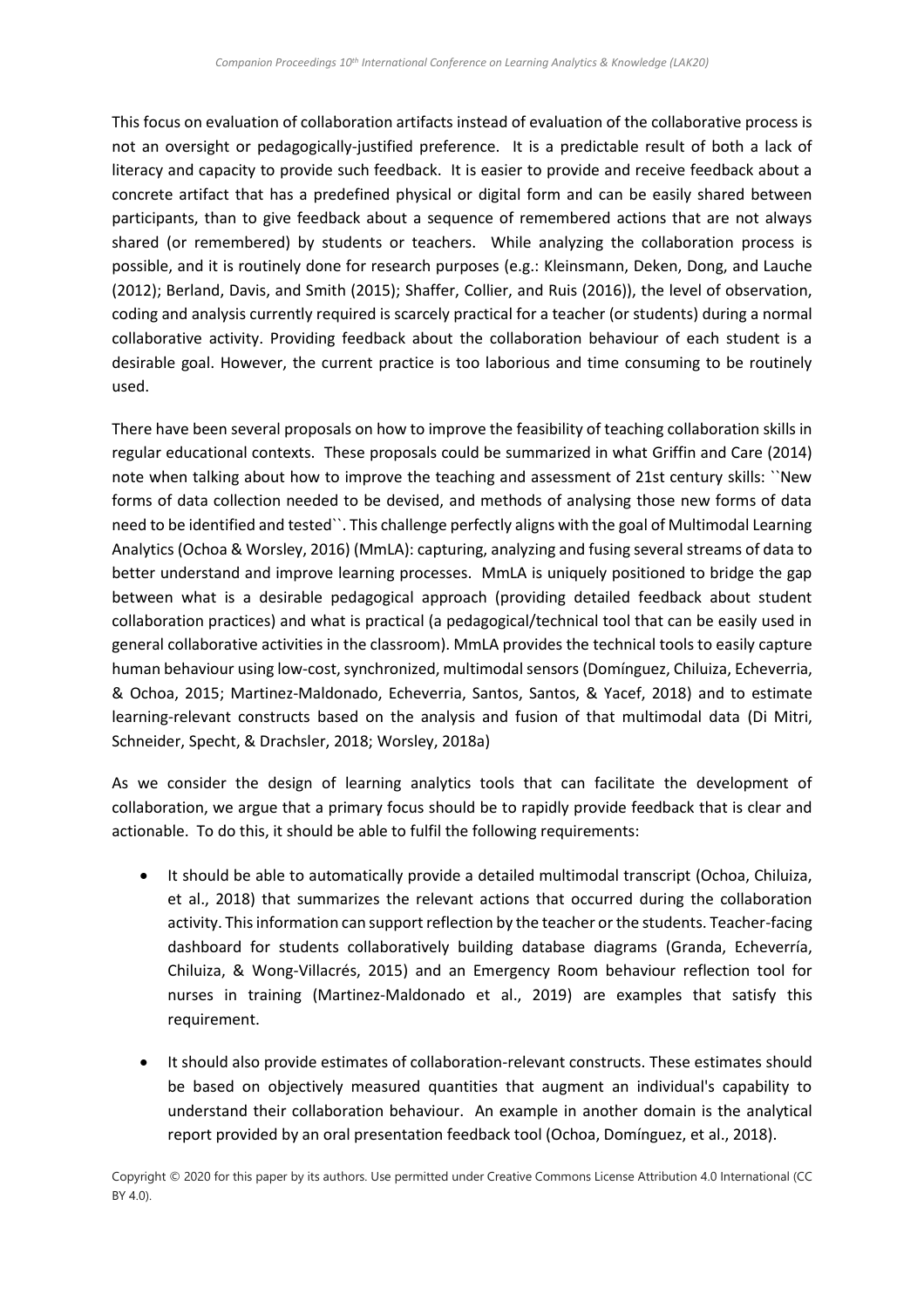This focus on evaluation of collaboration artifacts instead of evaluation of the collaborative process is not an oversight or pedagogically-justified preference. It is a predictable result of both a lack of literacy and capacity to provide such feedback. It is easier to provide and receive feedback about a concrete artifact that has a predefined physical or digital form and can be easily shared between participants, than to give feedback about a sequence of remembered actions that are not always shared (or remembered) by students or teachers. While analyzing the collaboration process is possible, and it is routinely done for research purposes (e.g.: Kleinsmann, Deken, Dong, and Lauche (2012); Berland, Davis, and Smith (2015); Shaffer, Collier, and Ruis (2016)), the level of observation, coding and analysis currently required is scarcely practical for a teacher (or students) during a normal collaborative activity. Providing feedback about the collaboration behaviour of each student is a desirable goal. However, the current practice is too laborious and time consuming to be routinely used.

There have been several proposals on how to improve the feasibility of teaching collaboration skills in regular educational contexts. These proposals could be summarized in what Griffin and Care (2014) note when talking about how to improve the teaching and assessment of 21st century skills: ``New forms of data collection needed to be devised, and methods of analysing those new forms of data need to be identified and tested``. This challenge perfectly aligns with the goal of Multimodal Learning Analytics (Ochoa & Worsley, 2016) (MmLA): capturing, analyzing and fusing several streams of data to better understand and improve learning processes. MmLA is uniquely positioned to bridge the gap between what is a desirable pedagogical approach (providing detailed feedback about student collaboration practices) and what is practical (a pedagogical/technical tool that can be easily used in general collaborative activities in the classroom). MmLA provides the technical tools to easily capture human behaviour using low-cost, synchronized, multimodal sensors (Domínguez, Chiluiza, Echeverria, & Ochoa, 2015; Martinez-Maldonado, Echeverria, Santos, Santos, & Yacef, 2018) and to estimate learning-relevant constructs based on the analysis and fusion of that multimodal data (Di Mitri, Schneider, Specht, & Drachsler, 2018; Worsley, 2018a)

As we consider the design of learning analytics tools that can facilitate the development of collaboration, we argue that a primary focus should be to rapidly provide feedback that is clear and actionable. To do this, it should be able to fulfil the following requirements:

- It should be able to automatically provide a detailed multimodal transcript (Ochoa, Chiluiza, et al., 2018) that summarizes the relevant actions that occurred during the collaboration activity. This information can support reflection by the teacher or the students. Teacher-facing dashboard for students collaboratively building database diagrams (Granda, Echeverría, Chiluiza, & Wong-Villacrés, 2015) and an Emergency Room behaviour reflection tool for nurses in training (Martinez-Maldonado et al., 2019) are examples that satisfy this requirement.

- It should also provide estimates of collaboration-relevant constructs. These estimates should be based on objectively measured quantities that augment an individual's capability to understand their collaboration behaviour. An example in another domain is the analytical report provided by an oral presentation feedback tool (Ochoa, Domínguez, et al., 2018).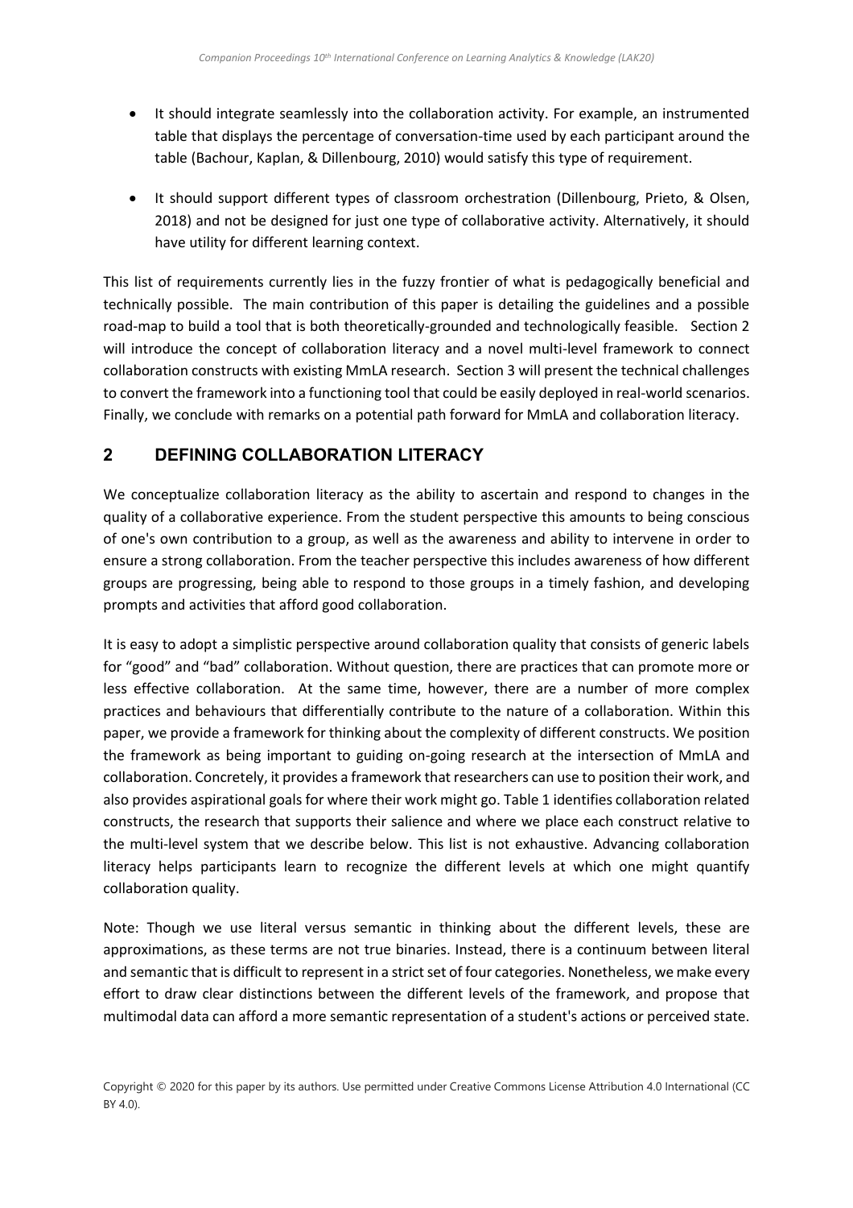- It should integrate seamlessly into the collaboration activity. For example, an instrumented table that displays the percentage of conversation-time used by each participant around the table (Bachour, Kaplan, & Dillenbourg, 2010) would satisfy this type of requirement.

- It should support different types of classroom orchestration (Dillenbourg, Prieto, & Olsen, 2018) and not be designed for just one type of collaborative activity. Alternatively, it should have utility for different learning context.

This list of requirements currently lies in the fuzzy frontier of what is pedagogically beneficial and technically possible. The main contribution of this paper is detailing the guidelines and a possible road-map to build a tool that is both theoretically-grounded and technologically feasible. Section 2 will introduce the concept of collaboration literacy and a novel multi-level framework to connect collaboration constructs with existing MmLA research. Section 3 will present the technical challenges to convert the framework into a functioning tool that could be easily deployed in real-world scenarios. Finally, we conclude with remarks on a potential path forward for MmLA and collaboration literacy.

## 2 DEFINING COLLABORATION LITERACY

We conceptualize collaboration literacy as the ability to ascertain and respond to changes in the quality of a collaborative experience. From the student perspective this amounts to being conscious of one's own contribution to a group, as well as the awareness and ability to intervene in order to ensure a strong collaboration. From the teacher perspective this includes awareness of how different groups are progressing, being able to respond to those groups in a timely fashion, and developing prompts and activities that afford good collaboration.

It is easy to adopt a simplistic perspective around collaboration quality that consists of generic labels for "good" and "bad" collaboration. Without question, there are practices that can promote more or less effective collaboration. At the same time, however, there are a number of more complex practices and behaviours that differentially contribute to the nature of a collaboration. Within this paper, we provide a framework for thinking about the complexity of different constructs. We position the framework as being important to guiding on-going research at the intersection of MmLA and collaboration. Concretely, it provides a framework that researchers can use to position their work, and also provides aspirational goals for where their work might go. Table 1 identifies collaboration related constructs, the research that supports their salience and where we place each construct relative to the multi-level system that we describe below. This list is not exhaustive. Advancing collaboration literacy helps participants learn to recognize the different levels at which one might quantify collaboration quality.

Note: Though we use literal versus semantic in thinking about the different levels, these are approximations, as these terms are not true binaries. Instead, there is a continuum between literal and semantic that is difficult to represent in a strict set of four categories. Nonetheless, we make every effort to draw clear distinctions between the different levels of the framework, and propose that multimodal data can afford a more semantic representation of a student's actions or perceived state.

Copyright © 2020 for this paper by its authors. Use permitted under Creative Commons License Attribution 4.0 International (CC BY 4.0).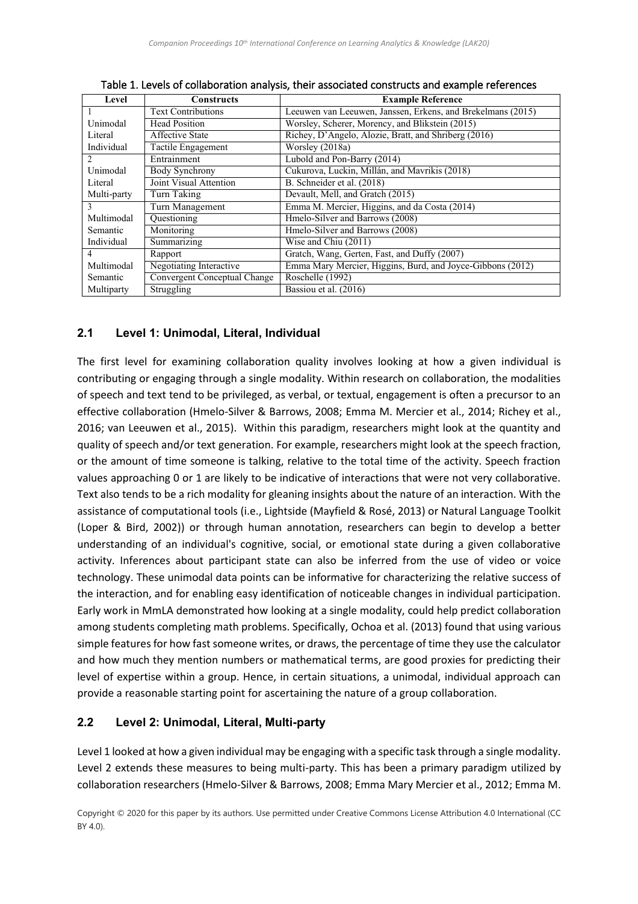Table 1. Levels of collaboration analysis, their associated constructs and example references

| Level | Constructs | Example Reference |
|---|---|---|
| 1 | Text Contributions | Leeuwen van Leeuwen, Janssen, Erkens, and Brekelmans (2015) |
| Unimodal | Head Position | Worsley, Scherer, Morency, and Blikstein (2015) |
| Literal | Affective State | Richey, D'Angelo, Alozie, Bratt, and Shriberg (2016) |
| Individual | Tactile Engagement | Worsley (2018a) |
| 2 | Entrainment | Lubold and Pon-Barry (2014) |
| Unimodal | Body Synchrony | Cukurova, Luckin, Millán, and Mavrikis (2018) |
| Literal | Joint Visual Attention | B. Schneider et al. (2018) |
| Multi-party | Turn Taking | Devault, Mell, and Gratch (2015) |
| 3 | Turn Management | Emma M. Mercier, Higgins, and da Costa (2014) |
| Multimodal | Questioning | Hmelo-Silver and Barrows (2008) |
| Semantic | Monitoring | Hmelo-Silver and Barrows (2008) |
| Individual | Summarizing | Wise and Chiu (2011) |
| 4 | Rapport | Gratch, Wang, Gerten, Fast, and Duffy (2007) |
| Multimodal | Negotiating Interactive | Emma Mary Mercier, Higgins, Burd, and Joyce-Gibbons (2012) |
| Semantic | Convergent Conceptual Change | Roschelle (1992) |
| Multiparty | Struggling | Bassiou et al. (2016) |

## 2.1 Level 1: Unimodal, Literal, Individual

The first level for examining collaboration quality involves looking at how a given individual is contributing or engaging through a single modality. Within research on collaboration, the modalities of speech and text tend to be privileged, as verbal, or textual, engagement is often a precursor to an effective collaboration (Hmelo-Silver & Barrows, 2008; Emma M. Mercier et al., 2014; Richey et al., 2016; van Leeuwen et al., 2015). Within this paradigm, researchers might look at the quantity and quality of speech and/or text generation. For example, researchers might look at the speech fraction, or the amount of time someone is talking, relative to the total time of the activity. Speech fraction values approaching 0 or 1 are likely to be indicative of interactions that were not very collaborative. Text also tends to be a rich modality for gleaning insights about the nature of an interaction. With the assistance of computational tools (i.e., Lightside (Mayfield & Rosé, 2013) or Natural Language Toolkit (Loper & Bird, 2002)) or through human annotation, researchers can begin to develop a better understanding of an individual's cognitive, social, or emotional state during a given collaborative activity. Inferences about participant state can also be inferred from the use of video or voice technology. These unimodal data points can be informative for characterizing the relative success of the interaction, and for enabling easy identification of noticeable changes in individual participation. Early work in MmLA demonstrated how looking at a single modality, could help predict collaboration among students completing math problems. Specifically, Ochoa et al. (2013) found that using various simple features for how fast someone writes, or draws, the percentage of time they use the calculator and how much they mention numbers or mathematical terms, are good proxies for predicting their level of expertise within a group. Hence, in certain situations, a unimodal, individual approach can provide a reasonable starting point for ascertaining the nature of a group collaboration.

## 2.2 Level 2: Unimodal, Literal, Multi-party

Level 1 looked at how a given individual may be engaging with a specific task through a single modality. Level 2 extends these measures to being multi-party. This has been a primary paradigm utilized by collaboration researchers (Hmelo-Silver & Barrows, 2008; Emma Mary Mercier et al., 2012; Emma M.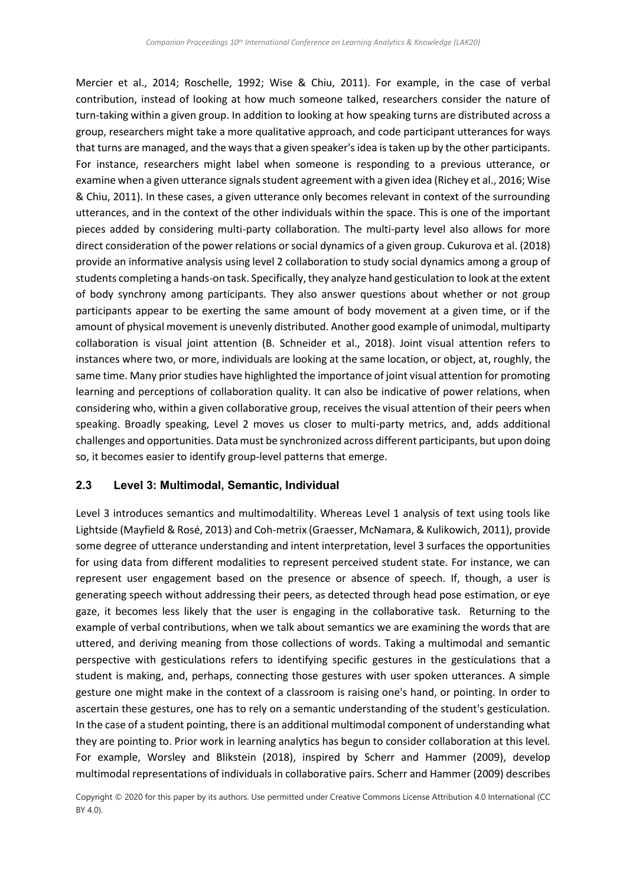Mercier et al., 2014; Roschelle, 1992; Wise & Chiu, 2011). For example, in the case of verbal contribution, instead of looking at how much someone talked, researchers consider the nature of turn-taking within a given group. In addition to looking at how speaking turns are distributed across a group, researchers might take a more qualitative approach, and code participant utterances for ways that turns are managed, and the ways that a given speaker's idea is taken up by the other participants. For instance, researchers might label when someone is responding to a previous utterance, or examine when a given utterance signals student agreement with a given idea (Richey et al., 2016; Wise & Chiu, 2011). In these cases, a given utterance only becomes relevant in context of the surrounding utterances, and in the context of the other individuals within the space. This is one of the important pieces added by considering multi-party collaboration. The multi-party level also allows for more direct consideration of the power relations or social dynamics of a given group. Cukurova et al. (2018) provide an informative analysis using level 2 collaboration to study social dynamics among a group of students completing a hands-on task. Specifically, they analyze hand gesticulation to look at the extent of body synchrony among participants. They also answer questions about whether or not group participants appear to be exerting the same amount of body movement at a given time, or if the amount of physical movement is unevenly distributed. Another good example of unimodal, multiparty collaboration is visual joint attention (B. Schneider et al., 2018). Joint visual attention refers to instances where two, or more, individuals are looking at the same location, or object, at, roughly, the same time. Many prior studies have highlighted the importance of joint visual attention for promoting learning and perceptions of collaboration quality. It can also be indicative of power relations, when considering who, within a given collaborative group, receives the visual attention of their peers when speaking. Broadly speaking, Level 2 moves us closer to multi-party metrics, and, adds additional challenges and opportunities. Data must be synchronized across different participants, but upon doing so, it becomes easier to identify group-level patterns that emerge.

### 2.3 Level 3: Multimodal, Semantic, Individual

Level 3 introduces semantics and multimodaltility. Whereas Level 1 analysis of text using tools like Lightside (Mayfield & Rosé, 2013) and Coh-metrix (Graesser, McNamara, & Kulikowich, 2011), provide some degree of utterance understanding and intent interpretation, level 3 surfaces the opportunities for using data from different modalities to represent perceived student state. For instance, we can represent user engagement based on the presence or absence of speech. If, though, a user is generating speech without addressing their peers, as detected through head pose estimation, or eye gaze, it becomes less likely that the user is engaging in the collaborative task. Returning to the example of verbal contributions, when we talk about semantics we are examining the words that are uttered, and deriving meaning from those collections of words. Taking a multimodal and semantic perspective with gesticulations refers to identifying specific gestures in the gesticulations that a student is making, and, perhaps, connecting those gestures with user spoken utterances. A simple gesture one might make in the context of a classroom is raising one's hand, or pointing. In order to ascertain these gestures, one has to rely on a semantic understanding of the student's gesticulation. In the case of a student pointing, there is an additional multimodal component of understanding what they are pointing to. Prior work in learning analytics has begun to consider collaboration at this level. For example, Worsley and Blikstein (2018), inspired by Scherr and Hammer (2009), develop multimodal representations of individuals in collaborative pairs. Scherr and Hammer (2009) describes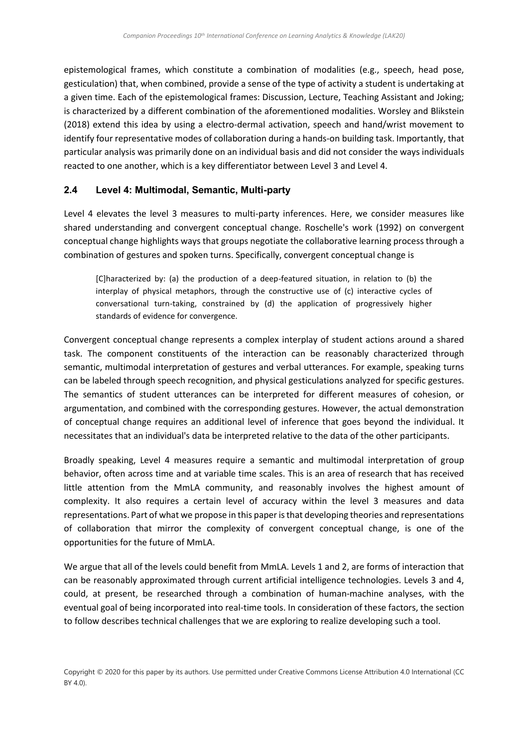epistemological frames, which constitute a combination of modalities (e.g., speech, head pose, gesticulation) that, when combined, provide a sense of the type of activity a student is undertaking at a given time. Each of the epistemological frames: Discussion, Lecture, Teaching Assistant and Joking; is characterized by a different combination of the aforementioned modalities. Worsley and Blikstein (2018) extend this idea by using a electro-dermal activation, speech and hand/wrist movement to identify four representative modes of collaboration during a hands-on building task. Importantly, that particular analysis was primarily done on an individual basis and did not consider the ways individuals reacted to one another, which is a key differentiator between Level 3 and Level 4.

## 2.4 Level 4: Multimodal, Semantic, Multi-party

Level 4 elevates the level 3 measures to multi-party inferences. Here, we consider measures like shared understanding and convergent conceptual change. Roschelle's work (1992) on convergent conceptual change highlights ways that groups negotiate the collaborative learning process through a combination of gestures and spoken turns. Specifically, convergent conceptual change is

> [C]haracterized by: (a) the production of a deep-featured situation, in relation to (b) the interplay of physical metaphors, through the constructive use of (c) interactive cycles of conversational turn-taking, constrained by (d) the application of progressively higher standards of evidence for convergence.

Convergent conceptual change represents a complex interplay of student actions around a shared task. The component constituents of the interaction can be reasonably characterized through semantic, multimodal interpretation of gestures and verbal utterances. For example, speaking turns can be labeled through speech recognition, and physical gesticulations analyzed for specific gestures. The semantics of student utterances can be interpreted for different measures of cohesion, or argumentation, and combined with the corresponding gestures. However, the actual demonstration of conceptual change requires an additional level of inference that goes beyond the individual. It necessitates that an individual's data be interpreted relative to the data of the other participants.

Broadly speaking, Level 4 measures require a semantic and multimodal interpretation of group behavior, often across time and at variable time scales. This is an area of research that has received little attention from the MmLA community, and reasonably involves the highest amount of complexity. It also requires a certain level of accuracy within the level 3 measures and data representations. Part of what we propose in this paper is that developing theories and representations of collaboration that mirror the complexity of convergent conceptual change, is one of the opportunities for the future of MmLA.

We argue that all of the levels could benefit from MmLA. Levels 1 and 2, are forms of interaction that can be reasonably approximated through current artificial intelligence technologies. Levels 3 and 4, could, at present, be researched through a combination of human-machine analyses, with the eventual goal of being incorporated into real-time tools. In consideration of these factors, the section to follow describes technical challenges that we are exploring to realize developing such a tool.

Copyright © 2020 for this paper by its authors. Use permitted under Creative Commons License Attribution 4.0 International (CC BY 4.0).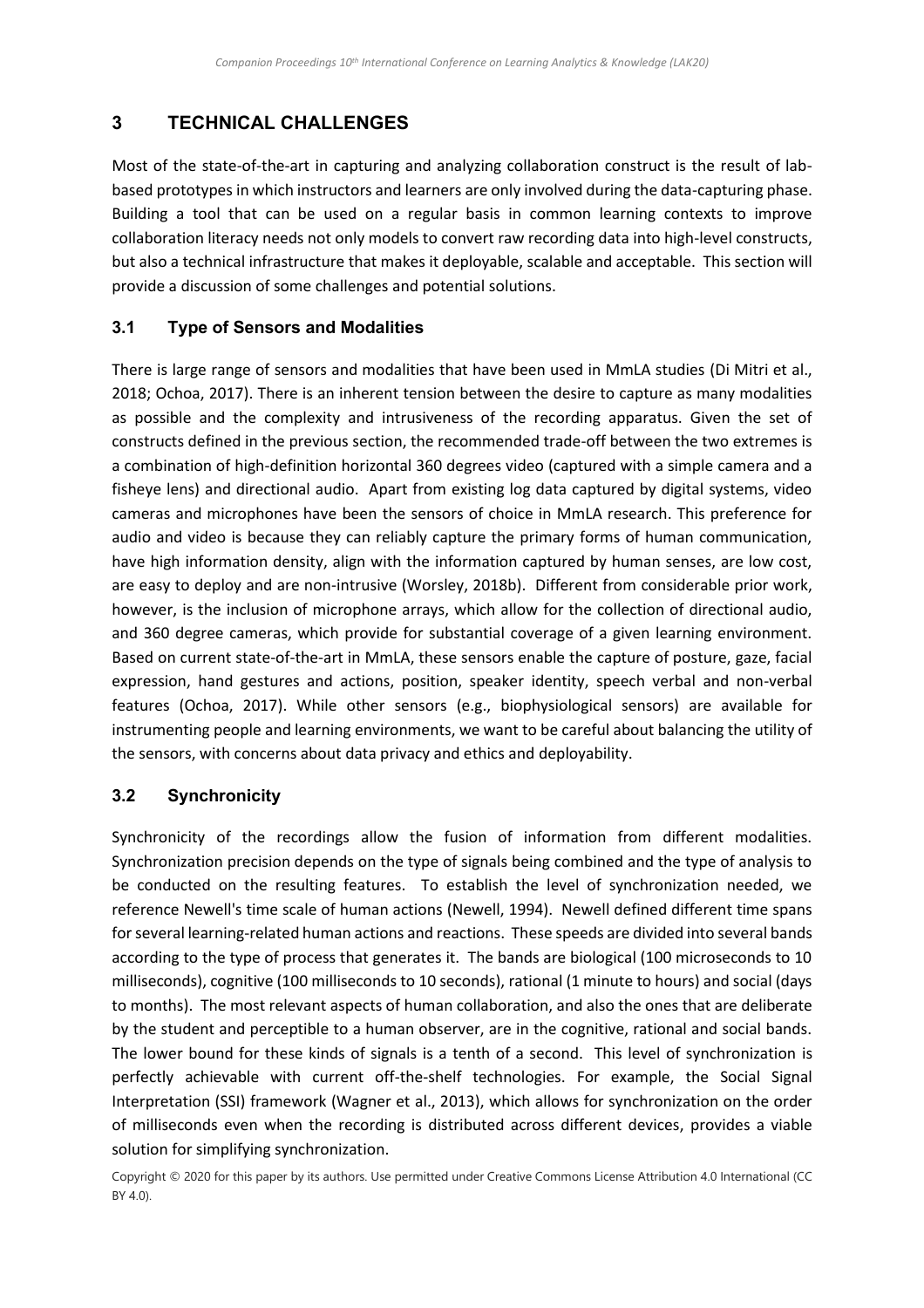## 3 TECHNICAL CHALLENGES

Most of the state-of-the-art in capturing and analyzing collaboration construct is the result of lab-based prototypes in which instructors and learners are only involved during the data-capturing phase. Building a tool that can be used on a regular basis in common learning contexts to improve collaboration literacy needs not only models to convert raw recording data into high-level constructs, but also a technical infrastructure that makes it deployable, scalable and acceptable. This section will provide a discussion of some challenges and potential solutions.

### 3.1 Type of Sensors and Modalities

There is large range of sensors and modalities that have been used in MmLA studies (Di Mitri et al., 2018; Ochoa, 2017). There is an inherent tension between the desire to capture as many modalities as possible and the complexity and intrusiveness of the recording apparatus. Given the set of constructs defined in the previous section, the recommended trade-off between the two extremes is a combination of high-definition horizontal 360 degrees video (captured with a simple camera and a fisheye lens) and directional audio. Apart from existing log data captured by digital systems, video cameras and microphones have been the sensors of choice in MmLA research. This preference for audio and video is because they can reliably capture the primary forms of human communication, have high information density, align with the information captured by human senses, are low cost, are easy to deploy and are non-intrusive (Worsley, 2018b). Different from considerable prior work, however, is the inclusion of microphone arrays, which allow for the collection of directional audio, and 360 degree cameras, which provide for substantial coverage of a given learning environment. Based on current state-of-the-art in MmLA, these sensors enable the capture of posture, gaze, facial expression, hand gestures and actions, position, speaker identity, speech verbal and non-verbal features (Ochoa, 2017). While other sensors (e.g., biophysiological sensors) are available for instrumenting people and learning environments, we want to be careful about balancing the utility of the sensors, with concerns about data privacy and ethics and deployability.

### 3.2 Synchronicity

Synchronicity of the recordings allow the fusion of information from different modalities. Synchronization precision depends on the type of signals being combined and the type of analysis to be conducted on the resulting features. To establish the level of synchronization needed, we reference Newell's time scale of human actions (Newell, 1994). Newell defined different time spans for several learning-related human actions and reactions. These speeds are divided into several bands according to the type of process that generates it. The bands are biological (100 microseconds to 10 milliseconds), cognitive (100 milliseconds to 10 seconds), rational (1 minute to hours) and social (days to months). The most relevant aspects of human collaboration, and also the ones that are deliberate by the student and perceptible to a human observer, are in the cognitive, rational and social bands. The lower bound for these kinds of signals is a tenth of a second. This level of synchronization is perfectly achievable with current off-the-shelf technologies. For example, the Social Signal Interpretation (SSI) framework (Wagner et al., 2013), which allows for synchronization on the order of milliseconds even when the recording is distributed across different devices, provides a viable solution for simplifying synchronization.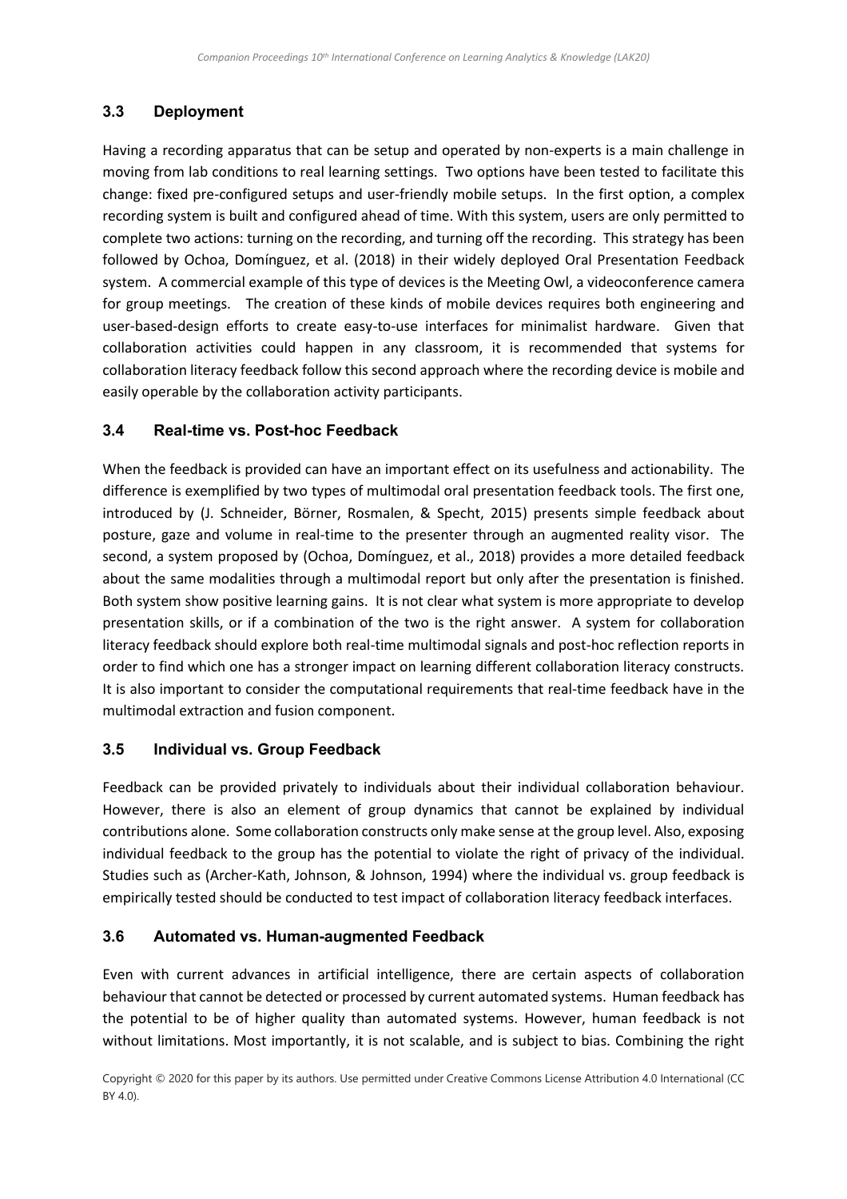### 3.3 Deployment

Having a recording apparatus that can be setup and operated by non-experts is a main challenge in moving from lab conditions to real learning settings. Two options have been tested to facilitate this change: fixed pre-configured setups and user-friendly mobile setups. In the first option, a complex recording system is built and configured ahead of time. With this system, users are only permitted to complete two actions: turning on the recording, and turning off the recording. This strategy has been followed by Ochoa, Domínguez, et al. (2018) in their widely deployed Oral Presentation Feedback system. A commercial example of this type of devices is the Meeting Owl, a videoconference camera for group meetings. The creation of these kinds of mobile devices requires both engineering and user-based-design efforts to create easy-to-use interfaces for minimalist hardware. Given that collaboration activities could happen in any classroom, it is recommended that systems for collaboration literacy feedback follow this second approach where the recording device is mobile and easily operable by the collaboration activity participants.

### 3.4 Real-time vs. Post-hoc Feedback

When the feedback is provided can have an important effect on its usefulness and actionability. The difference is exemplified by two types of multimodal oral presentation feedback tools. The first one, introduced by (J. Schneider, Börner, Rosmalen, & Specht, 2015) presents simple feedback about posture, gaze and volume in real-time to the presenter through an augmented reality visor. The second, a system proposed by (Ochoa, Domínguez, et al., 2018) provides a more detailed feedback about the same modalities through a multimodal report but only after the presentation is finished. Both system show positive learning gains. It is not clear what system is more appropriate to develop presentation skills, or if a combination of the two is the right answer. A system for collaboration literacy feedback should explore both real-time multimodal signals and post-hoc reflection reports in order to find which one has a stronger impact on learning different collaboration literacy constructs. It is also important to consider the computational requirements that real-time feedback have in the multimodal extraction and fusion component.

### 3.5 Individual vs. Group Feedback

Feedback can be provided privately to individuals about their individual collaboration behaviour. However, there is also an element of group dynamics that cannot be explained by individual contributions alone. Some collaboration constructs only make sense at the group level. Also, exposing individual feedback to the group has the potential to violate the right of privacy of the individual. Studies such as (Archer-Kath, Johnson, & Johnson, 1994) where the individual vs. group feedback is empirically tested should be conducted to test impact of collaboration literacy feedback interfaces.

### 3.6 Automated vs. Human-augmented Feedback

Even with current advances in artificial intelligence, there are certain aspects of collaboration behaviour that cannot be detected or processed by current automated systems. Human feedback has the potential to be of higher quality than automated systems. However, human feedback is not without limitations. Most importantly, it is not scalable, and is subject to bias. Combining the right

Copyright © 2020 for this paper by its authors. Use permitted under Creative Commons License Attribution 4.0 International (CC BY 4.0).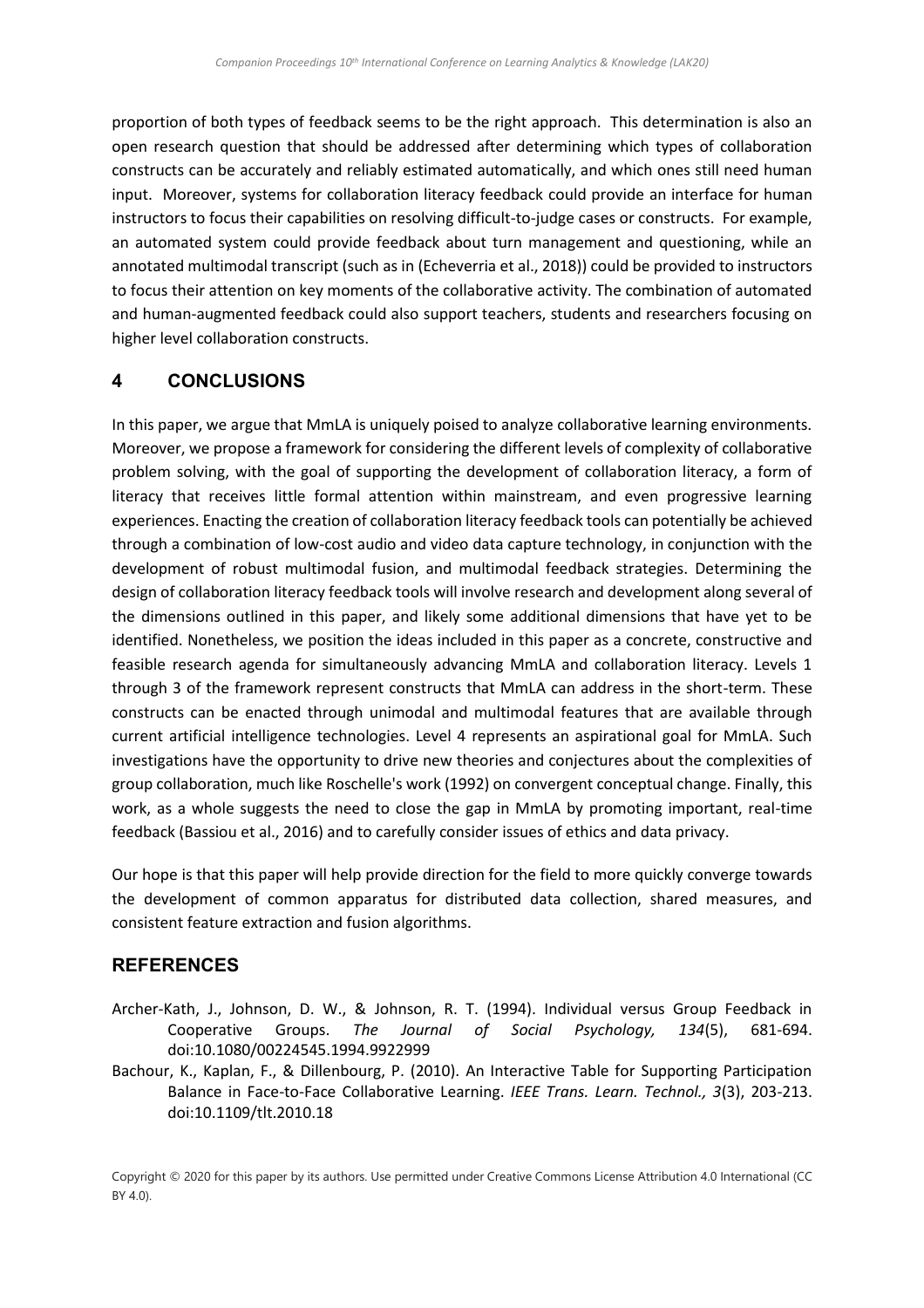proportion of both types of feedback seems to be the right approach. This determination is also an open research question that should be addressed after determining which types of collaboration constructs can be accurately and reliably estimated automatically, and which ones still need human input. Moreover, systems for collaboration literacy feedback could provide an interface for human instructors to focus their capabilities on resolving difficult-to-judge cases or constructs. For example, an automated system could provide feedback about turn management and questioning, while an annotated multimodal transcript (such as in (Echeverria et al., 2018)) could be provided to instructors to focus their attention on key moments of the collaborative activity. The combination of automated and human-augmented feedback could also support teachers, students and researchers focusing on higher level collaboration constructs.

## 4 CONCLUSIONS

In this paper, we argue that MmLA is uniquely poised to analyze collaborative learning environments. Moreover, we propose a framework for considering the different levels of complexity of collaborative problem solving, with the goal of supporting the development of collaboration literacy, a form of literacy that receives little formal attention within mainstream, and even progressive learning experiences. Enacting the creation of collaboration literacy feedback tools can potentially be achieved through a combination of low-cost audio and video data capture technology, in conjunction with the development of robust multimodal fusion, and multimodal feedback strategies. Determining the design of collaboration literacy feedback tools will involve research and development along several of the dimensions outlined in this paper, and likely some additional dimensions that have yet to be identified. Nonetheless, we position the ideas included in this paper as a concrete, constructive and feasible research agenda for simultaneously advancing MmLA and collaboration literacy. Levels 1 through 3 of the framework represent constructs that MmLA can address in the short-term. These constructs can be enacted through unimodal and multimodal features that are available through current artificial intelligence technologies. Level 4 represents an aspirational goal for MmLA. Such investigations have the opportunity to drive new theories and conjectures about the complexities of group collaboration, much like Roschelle's work (1992) on convergent conceptual change. Finally, this work, as a whole suggests the need to close the gap in MmLA by promoting important, real-time feedback (Bassiou et al., 2016) and to carefully consider issues of ethics and data privacy.

Our hope is that this paper will help provide direction for the field to more quickly converge towards the development of common apparatus for distributed data collection, shared measures, and consistent feature extraction and fusion algorithms.

## REFERENCES

Archer-Kath, J., Johnson, D. W., & Johnson, R. T. (1994). Individual versus Group Feedback in Cooperative Groups. *The Journal of Social Psychology, 134*(5), 681-694. doi:10.1080/00224545.1994.9922999

Bachour, K., Kaplan, F., & Dillenbourg, P. (2010). An Interactive Table for Supporting Participation Balance in Face-to-Face Collaborative Learning. *IEEE Trans. Learn. Technol., 3*(3), 203-213. doi:10.1109/tlt.2010.18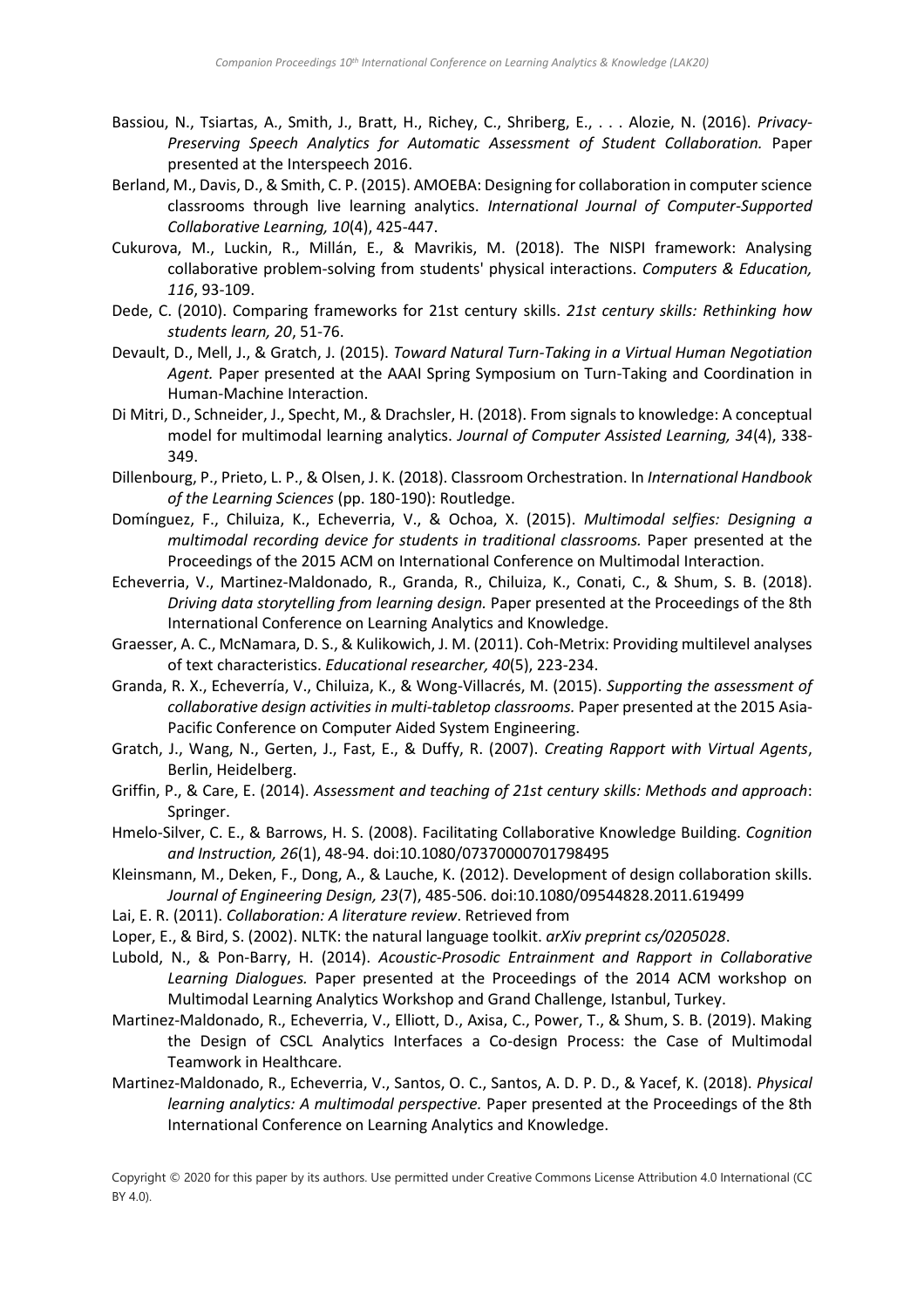Bassiou, N., Tsiartas, A., Smith, J., Bratt, H., Richey, C., Shriberg, E., . . . Alozie, N. (2016). *Privacy-Preserving Speech Analytics for Automatic Assessment of Student Collaboration.* Paper presented at the Interspeech 2016.

Berland, M., Davis, D., & Smith, C. P. (2015). AMOEBA: Designing for collaboration in computer science classrooms through live learning analytics. *International Journal of Computer-Supported Collaborative Learning, 10*(4), 425-447.

Cukurova, M., Luckin, R., Millán, E., & Mavrikis, M. (2018). The NISPI framework: Analysing collaborative problem-solving from students' physical interactions. *Computers & Education, 116*, 93-109.

Dede, C. (2010). Comparing frameworks for 21st century skills. *21st century skills: Rethinking how students learn, 20*, 51-76.

Devault, D., Mell, J., & Gratch, J. (2015). *Toward Natural Turn-Taking in a Virtual Human Negotiation Agent.* Paper presented at the AAAI Spring Symposium on Turn-Taking and Coordination in Human-Machine Interaction.

Di Mitri, D., Schneider, J., Specht, M., & Drachsler, H. (2018). From signals to knowledge: A conceptual model for multimodal learning analytics. *Journal of Computer Assisted Learning, 34*(4), 338-349.

Dillenbourg, P., Prieto, L. P., & Olsen, J. K. (2018). Classroom Orchestration. In *International Handbook of the Learning Sciences* (pp. 180-190): Routledge.

Domínguez, F., Chiluiza, K., Echeverria, V., & Ochoa, X. (2015). *Multimodal selfies: Designing a multimodal recording device for students in traditional classrooms.* Paper presented at the Proceedings of the 2015 ACM on International Conference on Multimodal Interaction.

Echeverria, V., Martinez-Maldonado, R., Granda, R., Chiluiza, K., Conati, C., & Shum, S. B. (2018). *Driving data storytelling from learning design.* Paper presented at the Proceedings of the 8th International Conference on Learning Analytics and Knowledge.

Graesser, A. C., McNamara, D. S., & Kulikowich, J. M. (2011). Coh-Metrix: Providing multilevel analyses of text characteristics. *Educational researcher, 40*(5), 223-234.

Granda, R. X., Echeverría, V., Chiluiza, K., & Wong-Villacrés, M. (2015). *Supporting the assessment of collaborative design activities in multi-tabletop classrooms.* Paper presented at the 2015 Asia-Pacific Conference on Computer Aided System Engineering.

Gratch, J., Wang, N., Gerten, J., Fast, E., & Duffy, R. (2007). *Creating Rapport with Virtual Agents*, Berlin, Heidelberg.

Griffin, P., & Care, E. (2014). *Assessment and teaching of 21st century skills: Methods and approach*: Springer.

Hmelo-Silver, C. E., & Barrows, H. S. (2008). Facilitating Collaborative Knowledge Building. *Cognition and Instruction, 26*(1), 48-94. doi:10.1080/07370000701798495

Kleinsmann, M., Deken, F., Dong, A., & Lauche, K. (2012). Development of design collaboration skills. *Journal of Engineering Design, 23*(7), 485-506. doi:10.1080/09544828.2011.619499

Lai, E. R. (2011). *Collaboration: A literature review*. Retrieved from

Loper, E., & Bird, S. (2002). NLTK: the natural language toolkit. *arXiv preprint cs/0205028*.

Lubold, N., & Pon-Barry, H. (2014). *Acoustic-Prosodic Entrainment and Rapport in Collaborative Learning Dialogues.* Paper presented at the Proceedings of the 2014 ACM workshop on Multimodal Learning Analytics Workshop and Grand Challenge, Istanbul, Turkey.

Martinez-Maldonado, R., Echeverria, V., Elliott, D., Axisa, C., Power, T., & Shum, S. B. (2019). Making the Design of CSCL Analytics Interfaces a Co-design Process: the Case of Multimodal Teamwork in Healthcare.

Martinez-Maldonado, R., Echeverria, V., Santos, O. C., Santos, A. D. P. D., & Yacef, K. (2018). *Physical learning analytics: A multimodal perspective.* Paper presented at the Proceedings of the 8th International Conference on Learning Analytics and Knowledge.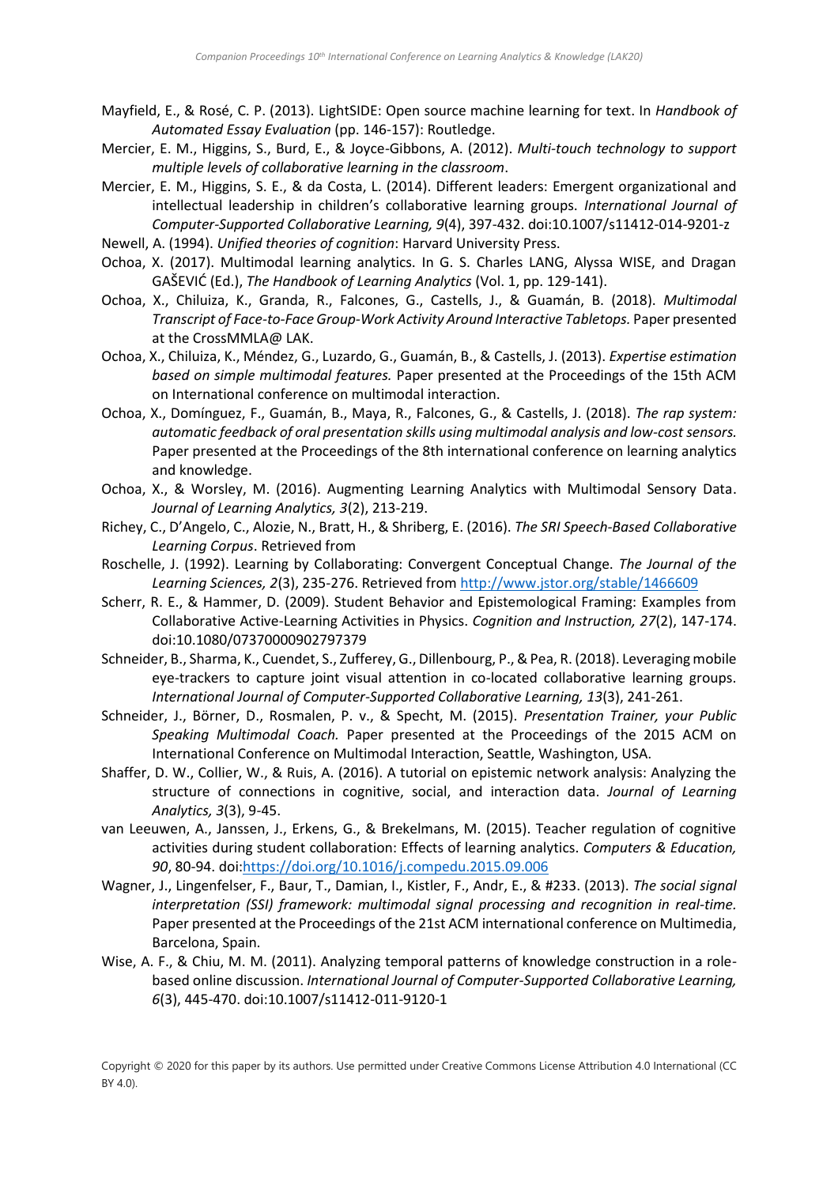Mayfield, E., & Rosé, C. P. (2013). LightSIDE: Open source machine learning for text. In *Handbook of Automated Essay Evaluation* (pp. 146-157): Routledge.

Mercier, E. M., Higgins, S., Burd, E., & Joyce-Gibbons, A. (2012). *Multi-touch technology to support multiple levels of collaborative learning in the classroom*.

Mercier, E. M., Higgins, S. E., & da Costa, L. (2014). Different leaders: Emergent organizational and intellectual leadership in children's collaborative learning groups. *International Journal of Computer-Supported Collaborative Learning, 9*(4), 397-432. doi:10.1007/s11412-014-9201-z

Newell, A. (1994). *Unified theories of cognition*: Harvard University Press.

Ochoa, X. (2017). Multimodal learning analytics. In G. S. Charles LANG, Alyssa WISE, and Dragan GAŠEVIĆ (Ed.), *The Handbook of Learning Analytics* (Vol. 1, pp. 129-141).

Ochoa, X., Chiluiza, K., Granda, R., Falcones, G., Castells, J., & Guamán, B. (2018). *Multimodal Transcript of Face-to-Face Group-Work Activity Around Interactive Tabletops.* Paper presented at the CrossMMLA@ LAK.

Ochoa, X., Chiluiza, K., Méndez, G., Luzardo, G., Guamán, B., & Castells, J. (2013). *Expertise estimation based on simple multimodal features.* Paper presented at the Proceedings of the 15th ACM on International conference on multimodal interaction.

Ochoa, X., Domínguez, F., Guamán, B., Maya, R., Falcones, G., & Castells, J. (2018). *The rap system: automatic feedback of oral presentation skills using multimodal analysis and low-cost sensors.* Paper presented at the Proceedings of the 8th international conference on learning analytics and knowledge.

Ochoa, X., & Worsley, M. (2016). Augmenting Learning Analytics with Multimodal Sensory Data. *Journal of Learning Analytics, 3*(2), 213-219.

Richey, C., D'Angelo, C., Alozie, N., Bratt, H., & Shriberg, E. (2016). *The SRI Speech-Based Collaborative Learning Corpus*. Retrieved from

Roschelle, J. (1992). Learning by Collaborating: Convergent Conceptual Change. *The Journal of the Learning Sciences, 2*(3), 235-276. Retrieved from http://www.jstor.org/stable/1466609

Scherr, R. E., & Hammer, D. (2009). Student Behavior and Epistemological Framing: Examples from Collaborative Active-Learning Activities in Physics. *Cognition and Instruction, 27*(2), 147-174. doi:10.1080/07370000902797379

Schneider, B., Sharma, K., Cuendet, S., Zufferey, G., Dillenbourg, P., & Pea, R. (2018). Leveraging mobile eye-trackers to capture joint visual attention in co-located collaborative learning groups. *International Journal of Computer-Supported Collaborative Learning, 13*(3), 241-261.

Schneider, J., Börner, D., Rosmalen, P. v., & Specht, M. (2015). *Presentation Trainer, your Public Speaking Multimodal Coach.* Paper presented at the Proceedings of the 2015 ACM on International Conference on Multimodal Interaction, Seattle, Washington, USA.

Shaffer, D. W., Collier, W., & Ruis, A. (2016). A tutorial on epistemic network analysis: Analyzing the structure of connections in cognitive, social, and interaction data. *Journal of Learning Analytics, 3*(3), 9-45.

van Leeuwen, A., Janssen, J., Erkens, G., & Brekelmans, M. (2015). Teacher regulation of cognitive activities during student collaboration: Effects of learning analytics. *Computers & Education, 90*, 80-94. doi:https://doi.org/10.1016/j.compedu.2015.09.006

Wagner, J., Lingenfelser, F., Baur, T., Damian, I., Kistler, F., Andr, E., & #233. (2013). *The social signal interpretation (SSI) framework: multimodal signal processing and recognition in real-time.* Paper presented at the Proceedings of the 21st ACM international conference on Multimedia, Barcelona, Spain.

Wise, A. F., & Chiu, M. M. (2011). Analyzing temporal patterns of knowledge construction in a role-based online discussion. *International Journal of Computer-Supported Collaborative Learning, 6*(3), 445-470. doi:10.1007/s11412-011-9120-1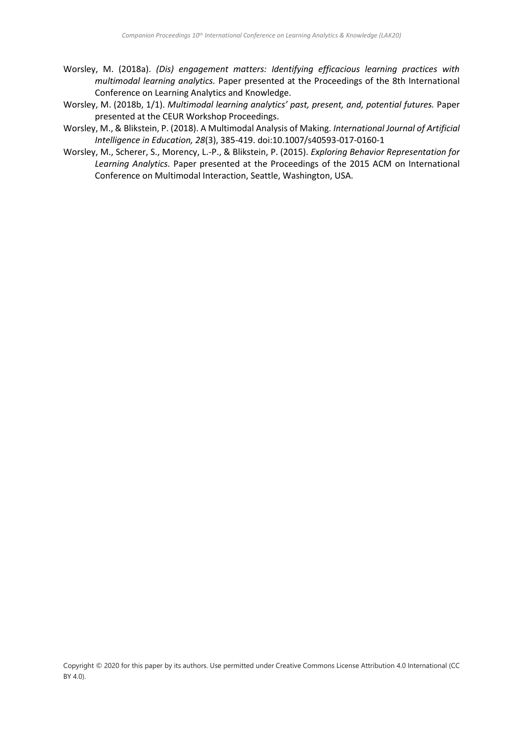Worsley, M. (2018a). *(Dis) engagement matters: Identifying efficacious learning practices with multimodal learning analytics.* Paper presented at the Proceedings of the 8th International Conference on Learning Analytics and Knowledge.

Worsley, M. (2018b, 1/1). *Multimodal learning analytics' past, present, and, potential futures.* Paper presented at the CEUR Workshop Proceedings.

Worsley, M., & Blikstein, P. (2018). A Multimodal Analysis of Making. *International Journal of Artificial Intelligence in Education, 28*(3), 385-419. doi:10.1007/s40593-017-0160-1

Worsley, M., Scherer, S., Morency, L.-P., & Blikstein, P. (2015). *Exploring Behavior Representation for Learning Analytics.* Paper presented at the Proceedings of the 2015 ACM on International Conference on Multimodal Interaction, Seattle, Washington, USA.

Copyright © 2020 for this paper by its authors. Use permitted under Creative Commons License Attribution 4.0 International (CC BY 4.0).